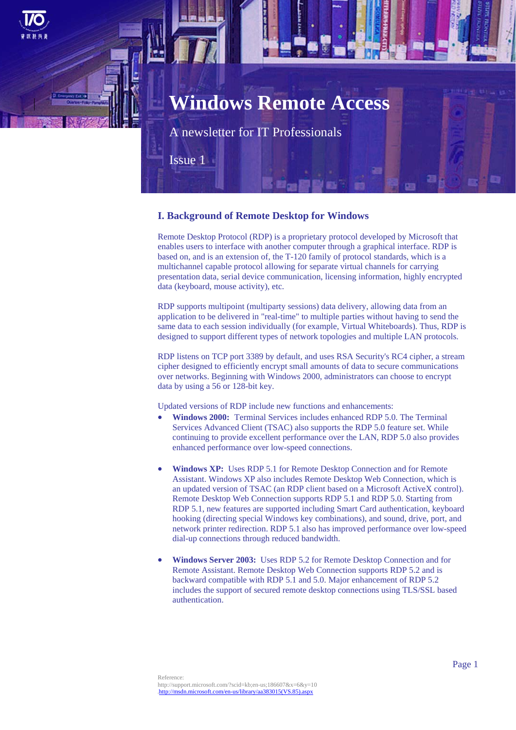# Windows Remote Access

A newsletter for IT Professionals

Issue 1

## I. Background of Remote Desktop for Windows

Remote Desktop Protocol (RDP) is a proprietary protocol developed by Microsoft that enables users to interface with another computer through a graphical interface. RDP is based on, and is an extension of, the T-120 family of protocol standards, which is a multichannel capable protocol allowing for separate virtual channels for carrying presentation data, serial device communication, licensing information, highly encrypted data (keyboard, mouse activity), etc.

RDP supports multipoint (multiparty sessions) data delivery, allowing data from an application to be delivered in "real-time" to multiple parties without having to send the same data to each session individually (for example, Virtual Whiteboards). Thus, RDP is designed to support different types of network topologies and multiple LAN protocols.

RDP listens on TCP port 3389 by default, and uses RSA Security's RC4 cipher, a stream cipher designed to efficiently encrypt small amounts of data to secure communications over networks. Beginning with Windows 2000, administrators can choose to encrypt data by using a 56 or 128-bit key.

Updated versions of RDP include new functions and enhancements:

- **Windows 2000:** Terminal Services includes enhanced RDP 5.0. The Terminal Services Advanced Client (TSAC) also supports the RDP 5.0 feature set. While continuing to provide excellent performance over the LAN, RDP 5.0 also provides enhanced performance over low-speed connections.

- **Windows XP:** Uses RDP 5.1 for Remote Desktop Connection and for Remote Assistant. Windows XP also includes Remote Desktop Web Connection, which is an updated version of TSAC (an RDP client based on a Microsoft ActiveX control). Remote Desktop Web Connection supports RDP 5.1 and RDP 5.0. Starting from RDP 5.1, new features are supported including Smart Card authentication, keyboard hooking (directing special Windows key combinations), and sound, drive, port, and network printer redirection. RDP 5.1 also has improved performance over low-speed dial-up connections through reduced bandwidth.

- **Windows Server 2003:** Uses RDP 5.2 for Remote Desktop Connection and for Remote Assistant. Remote Desktop Web Connection supports RDP 5.2 and is backward compatible with RDP 5.1 and 5.0. Major enhancement of RDP 5.2 includes the support of secured remote desktop connections using TLS/SSL based authentication.

Reference:
http://support.microsoft.com/?scid=kb;en-us;186607&x=6&y=10
http://msdn.microsoft.com/en-us/library/aa383015(VS.85).aspx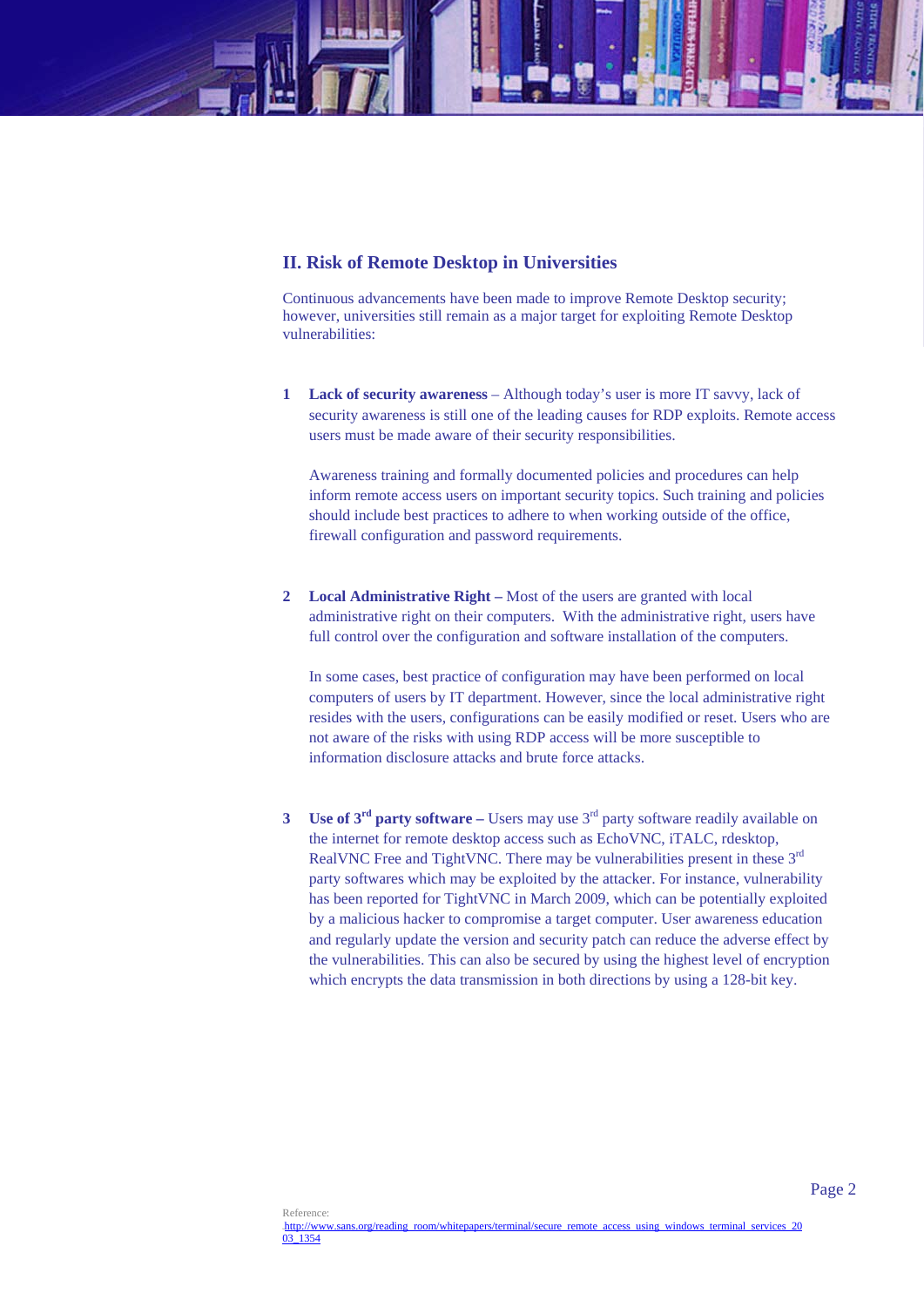## II. Risk of Remote Desktop in Universities

Continuous advancements have been made to improve Remote Desktop security; however, universities still remain as a major target for exploiting Remote Desktop vulnerabilities:

1. **Lack of security awareness** – Although today's user is more IT savvy, lack of security awareness is still one of the leading causes for RDP exploits. Remote access users must be made aware of their security responsibilities.

   Awareness training and formally documented policies and procedures can help inform remote access users on important security topics. Such training and policies should include best practices to adhere to when working outside of the office, firewall configuration and password requirements.

2. **Local Administrative Right –** Most of the users are granted with local administrative right on their computers. With the administrative right, users have full control over the configuration and software installation of the computers.

   In some cases, best practice of configuration may have been performed on local computers of users by IT department. However, since the local administrative right resides with the users, configurations can be easily modified or reset. Users who are not aware of the risks with using RDP access will be more susceptible to information disclosure attacks and brute force attacks.

3. **Use of 3rd party software –** Users may use 3rd party software readily available on the internet for remote desktop access such as EchoVNC, iTALC, rdesktop, RealVNC Free and TightVNC. There may be vulnerabilities present in these 3rd party softwares which may be exploited by the attacker. For instance, vulnerability has been reported for TightVNC in March 2009, which can be potentially exploited by a malicious hacker to compromise a target computer. User awareness education and regularly update the version and security patch can reduce the adverse effect by the vulnerabilities. This can also be secured by using the highest level of encryption which encrypts the data transmission in both directions by using a 128-bit key.

Reference:
http://www.sans.org/reading_room/whitepapers/terminal/secure_remote_access_using_windows_terminal_services_2003_1354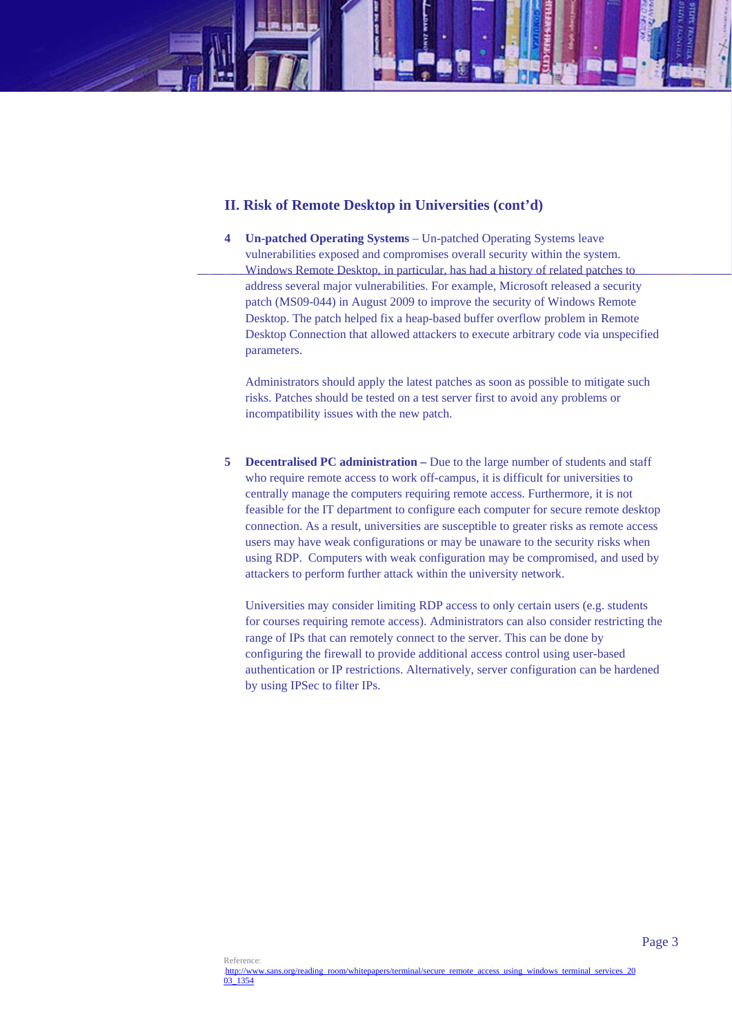## II. Risk of Remote Desktop in Universities (cont'd)

**4 Un-patched Operating Systems** – Un-patched Operating Systems leave vulnerabilities exposed and compromises overall security within the system. Windows Remote Desktop, in particular, has had a history of related patches to address several major vulnerabilities. For example, Microsoft released a security patch (MS09-044) in August 2009 to improve the security of Windows Remote Desktop. The patch helped fix a heap-based buffer overflow problem in Remote Desktop Connection that allowed attackers to execute arbitrary code via unspecified parameters.

Administrators should apply the latest patches as soon as possible to mitigate such risks. Patches should be tested on a test server first to avoid any problems or incompatibility issues with the new patch.

**5 Decentralised PC administration –** Due to the large number of students and staff who require remote access to work off-campus, it is difficult for universities to centrally manage the computers requiring remote access. Furthermore, it is not feasible for the IT department to configure each computer for secure remote desktop connection. As a result, universities are susceptible to greater risks as remote access users may have weak configurations or may be unaware to the security risks when using RDP. Computers with weak configuration may be compromised, and used by attackers to perform further attack within the university network.

Universities may consider limiting RDP access to only certain users (e.g. students for courses requiring remote access). Administrators can also consider restricting the range of IPs that can remotely connect to the server. This can be done by configuring the firewall to provide additional access control using user-based authentication or IP restrictions. Alternatively, server configuration can be hardened by using IPSec to filter IPs.

Reference:
http://www.sans.org/reading_room/whitepapers/terminal/secure_remote_access_using_windows_terminal_services_2003_1354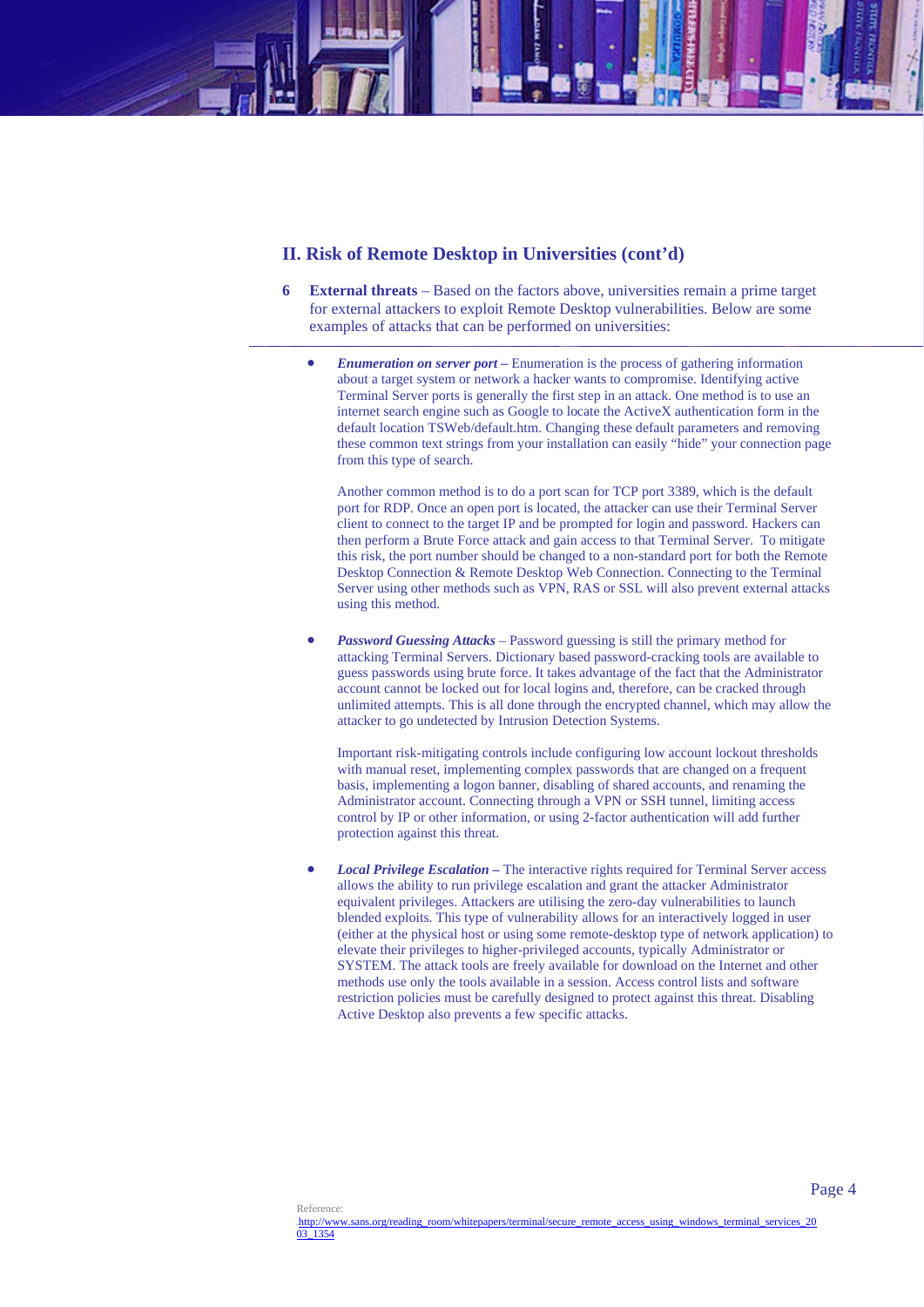## II. Risk of Remote Desktop in Universities (cont'd)

6 **External threats** – Based on the factors above, universities remain a prime target for external attackers to exploit Remote Desktop vulnerabilities. Below are some examples of attacks that can be performed on universities:

- ***Enumeration on server port –*** Enumeration is the process of gathering information about a target system or network a hacker wants to compromise. Identifying active Terminal Server ports is generally the first step in an attack. One method is to use an internet search engine such as Google to locate the ActiveX authentication form in the default location TSWeb/default.htm. Changing these default parameters and removing these common text strings from your installation can easily "hide" your connection page from this type of search.

  Another common method is to do a port scan for TCP port 3389, which is the default port for RDP. Once an open port is located, the attacker can use their Terminal Server client to connect to the target IP and be prompted for login and password. Hackers can then perform a Brute Force attack and gain access to that Terminal Server. To mitigate this risk, the port number should be changed to a non-standard port for both the Remote Desktop Connection & Remote Desktop Web Connection. Connecting to the Terminal Server using other methods such as VPN, RAS or SSL will also prevent external attacks using this method.

- ***Password Guessing Attacks*** – Password guessing is still the primary method for attacking Terminal Servers. Dictionary based password-cracking tools are available to guess passwords using brute force. It takes advantage of the fact that the Administrator account cannot be locked out for local logins and, therefore, can be cracked through unlimited attempts. This is all done through the encrypted channel, which may allow the attacker to go undetected by Intrusion Detection Systems.

  Important risk-mitigating controls include configuring low account lockout thresholds with manual reset, implementing complex passwords that are changed on a frequent basis, implementing a logon banner, disabling of shared accounts, and renaming the Administrator account. Connecting through a VPN or SSH tunnel, limiting access control by IP or other information, or using 2-factor authentication will add further protection against this threat.

- ***Local Privilege Escalation –*** The interactive rights required for Terminal Server access allows the ability to run privilege escalation and grant the attacker Administrator equivalent privileges. Attackers are utilising the zero-day vulnerabilities to launch blended exploits. This type of vulnerability allows for an interactively logged in user (either at the physical host or using some remote-desktop type of network application) to elevate their privileges to higher-privileged accounts, typically Administrator or SYSTEM. The attack tools are freely available for download on the Internet and other methods use only the tools available in a session. Access control lists and software restriction policies must be carefully designed to protect against this threat. Disabling Active Desktop also prevents a few specific attacks.

Reference:
http://www.sans.org/reading_room/whitepapers/terminal/secure_remote_access_using_windows_terminal_services_2003_1354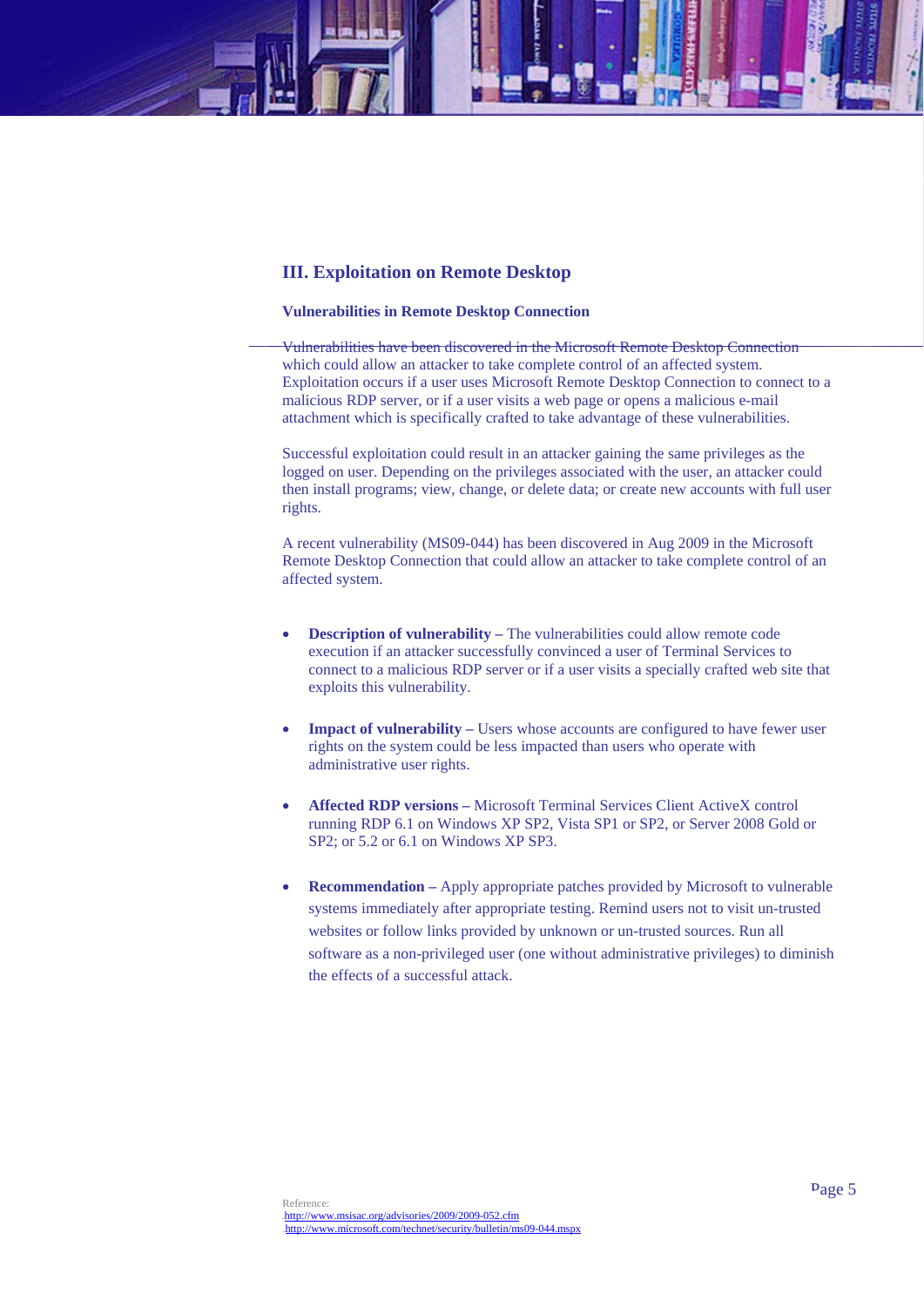## III. Exploitation on Remote Desktop

### Vulnerabilities in Remote Desktop Connection

Vulnerabilities have been discovered in the Microsoft Remote Desktop Connection which could allow an attacker to take complete control of an affected system. Exploitation occurs if a user uses Microsoft Remote Desktop Connection to connect to a malicious RDP server, or if a user visits a web page or opens a malicious e-mail attachment which is specifically crafted to take advantage of these vulnerabilities.

Successful exploitation could result in an attacker gaining the same privileges as the logged on user. Depending on the privileges associated with the user, an attacker could then install programs; view, change, or delete data; or create new accounts with full user rights.

A recent vulnerability (MS09-044) has been discovered in Aug 2009 in the Microsoft Remote Desktop Connection that could allow an attacker to take complete control of an affected system.

- **Description of vulnerability –** The vulnerabilities could allow remote code execution if an attacker successfully convinced a user of Terminal Services to connect to a malicious RDP server or if a user visits a specially crafted web site that exploits this vulnerability.

- **Impact of vulnerability –** Users whose accounts are configured to have fewer user rights on the system could be less impacted than users who operate with administrative user rights.

- **Affected RDP versions –** Microsoft Terminal Services Client ActiveX control running RDP 6.1 on Windows XP SP2, Vista SP1 or SP2, or Server 2008 Gold or SP2; or 5.2 or 6.1 on Windows XP SP3.

- **Recommendation –** Apply appropriate patches provided by Microsoft to vulnerable systems immediately after appropriate testing. Remind users not to visit un-trusted websites or follow links provided by unknown or un-trusted sources. Run all software as a non-privileged user (one without administrative privileges) to diminish the effects of a successful attack.

Reference:
http://www.msisac.org/advisories/2009/2009-052.cfm
http://www.microsoft.com/technet/security/bulletin/ms09-044.mspx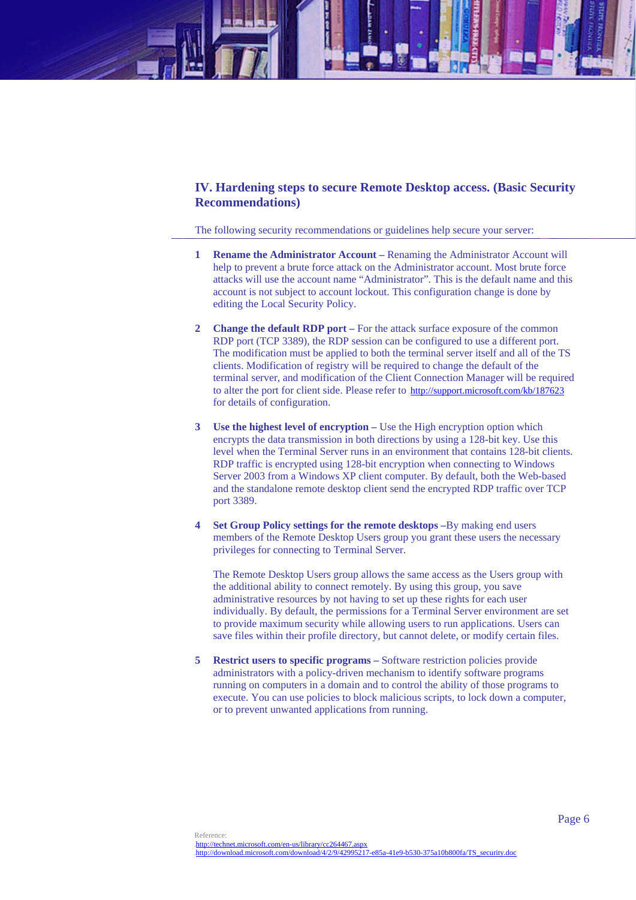## IV. Hardening steps to secure Remote Desktop access. (Basic Security Recommendations)

The following security recommendations or guidelines help secure your server:

1. **Rename the Administrator Account –** Renaming the Administrator Account will help to prevent a brute force attack on the Administrator account. Most brute force attacks will use the account name "Administrator". This is the default name and this account is not subject to account lockout. This configuration change is done by editing the Local Security Policy.

2. **Change the default RDP port –** For the attack surface exposure of the common RDP port (TCP 3389), the RDP session can be configured to use a different port. The modification must be applied to both the terminal server itself and all of the TS clients. Modification of registry will be required to change the default of the terminal server, and modification of the Client Connection Manager will be required to alter the port for client side. Please refer to http://support.microsoft.com/kb/187623 for details of configuration.

3. **Use the highest level of encryption –** Use the High encryption option which encrypts the data transmission in both directions by using a 128-bit key. Use this level when the Terminal Server runs in an environment that contains 128-bit clients. RDP traffic is encrypted using 128-bit encryption when connecting to Windows Server 2003 from a Windows XP client computer. By default, both the Web-based and the standalone remote desktop client send the encrypted RDP traffic over TCP port 3389.

4. **Set Group Policy settings for the remote desktops –**By making end users members of the Remote Desktop Users group you grant these users the necessary privileges for connecting to Terminal Server.

   The Remote Desktop Users group allows the same access as the Users group with the additional ability to connect remotely. By using this group, you save administrative resources by not having to set up these rights for each user individually. By default, the permissions for a Terminal Server environment are set to provide maximum security while allowing users to run applications. Users can save files within their profile directory, but cannot delete, or modify certain files.

5. **Restrict users to specific programs –** Software restriction policies provide administrators with a policy-driven mechanism to identify software programs running on computers in a domain and to control the ability of those programs to execute. You can use policies to block malicious scripts, to lock down a computer, or to prevent unwanted applications from running.

Reference:
http://technet.microsoft.com/en-us/library/cc264467.aspx
http://download.microsoft.com/download/4/2/9/42995217-e85a-41e9-b530-375a10b800fa/TS_security.doc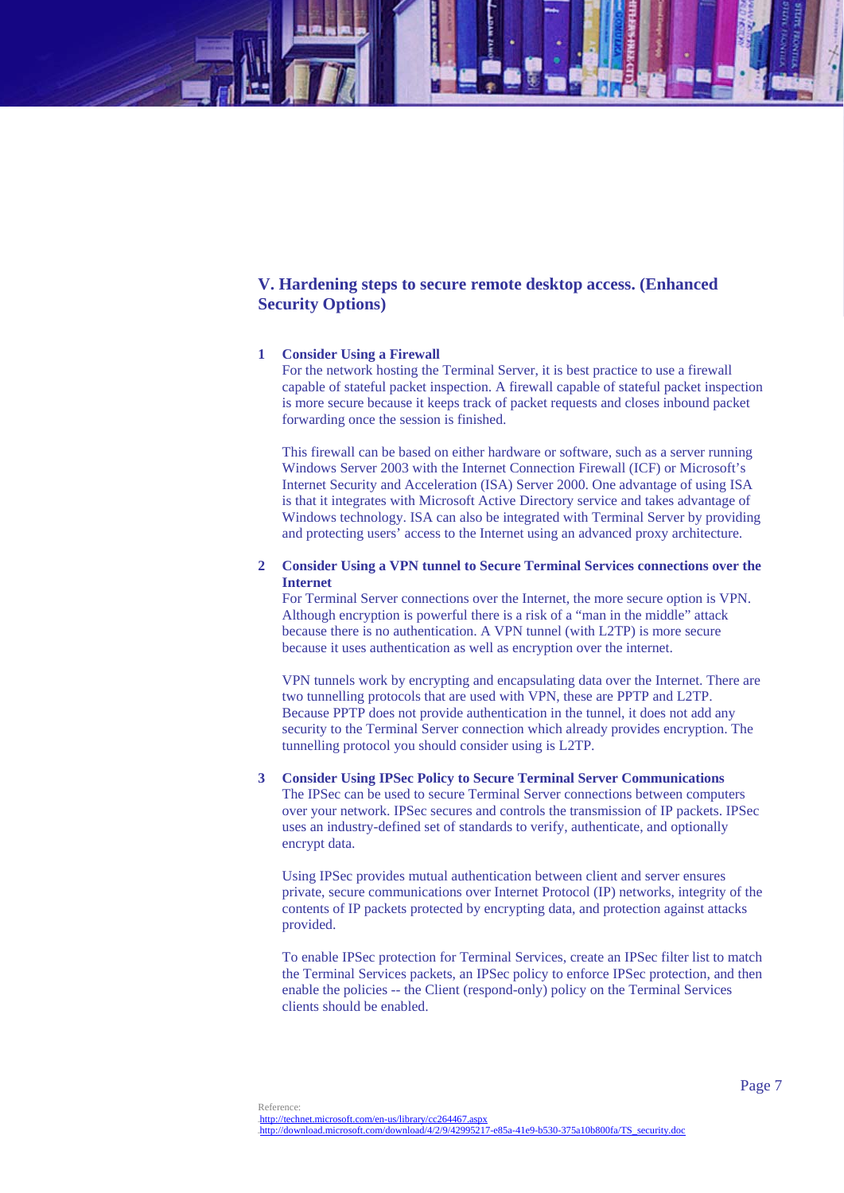## V. Hardening steps to secure remote desktop access. (Enhanced Security Options)

**1 Consider Using a Firewall**

For the network hosting the Terminal Server, it is best practice to use a firewall capable of stateful packet inspection. A firewall capable of stateful packet inspection is more secure because it keeps track of packet requests and closes inbound packet forwarding once the session is finished.

This firewall can be based on either hardware or software, such as a server running Windows Server 2003 with the Internet Connection Firewall (ICF) or Microsoft's Internet Security and Acceleration (ISA) Server 2000. One advantage of using ISA is that it integrates with Microsoft Active Directory service and takes advantage of Windows technology. ISA can also be integrated with Terminal Server by providing and protecting users' access to the Internet using an advanced proxy architecture.

**2 Consider Using a VPN tunnel to Secure Terminal Services connections over the Internet**

For Terminal Server connections over the Internet, the more secure option is VPN. Although encryption is powerful there is a risk of a "man in the middle" attack because there is no authentication. A VPN tunnel (with L2TP) is more secure because it uses authentication as well as encryption over the internet.

VPN tunnels work by encrypting and encapsulating data over the Internet. There are two tunnelling protocols that are used with VPN, these are PPTP and L2TP. Because PPTP does not provide authentication in the tunnel, it does not add any security to the Terminal Server connection which already provides encryption. The tunnelling protocol you should consider using is L2TP.

**3 Consider Using IPSec Policy to Secure Terminal Server Communications**

The IPSec can be used to secure Terminal Server connections between computers over your network. IPSec secures and controls the transmission of IP packets. IPSec uses an industry-defined set of standards to verify, authenticate, and optionally encrypt data.

Using IPSec provides mutual authentication between client and server ensures private, secure communications over Internet Protocol (IP) networks, integrity of the contents of IP packets protected by encrypting data, and protection against attacks provided.

To enable IPSec protection for Terminal Services, create an IPSec filter list to match the Terminal Services packets, an IPSec policy to enforce IPSec protection, and then enable the policies -- the Client (respond-only) policy on the Terminal Services clients should be enabled.

Reference:
http://technet.microsoft.com/en-us/library/cc264467.aspx
http://download.microsoft.com/download/4/2/9/42995217-e85a-41e9-b530-375a10b800fa/TS_security.doc